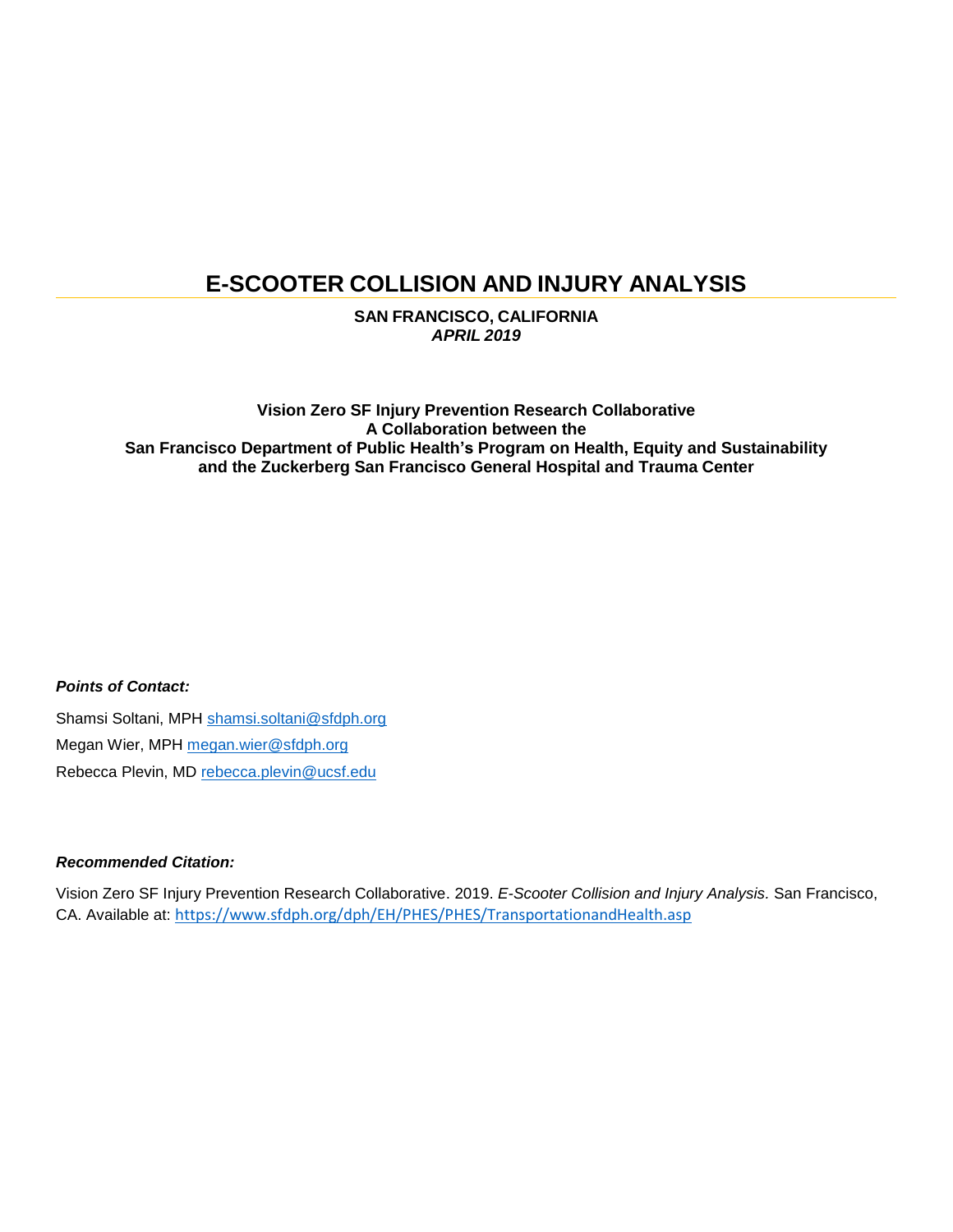# E-SCOOTER COLLISION AND INJURY ANALYSIS

**SAN FRANCISCO, CALIFORNIA**
***APRIL 2019***

**Vision Zero SF Injury Prevention Research Collaborative**
**A Collaboration between the**
**San Francisco Department of Public Health's Program on Health, Equity and Sustainability**
**and the Zuckerberg San Francisco General Hospital and Trauma Center**

***Points of Contact:***

Shamsi Soltani, MPH shamsi.soltani@sfdph.org

Megan Wier, MPH megan.wier@sfdph.org

Rebecca Plevin, MD rebecca.plevin@ucsf.edu

***Recommended Citation:***

Vision Zero SF Injury Prevention Research Collaborative. 2019. *E-Scooter Collision and Injury Analysis.* San Francisco, CA. Available at: https://www.sfdph.org/dph/EH/PHES/PHES/TransportationandHealth.asp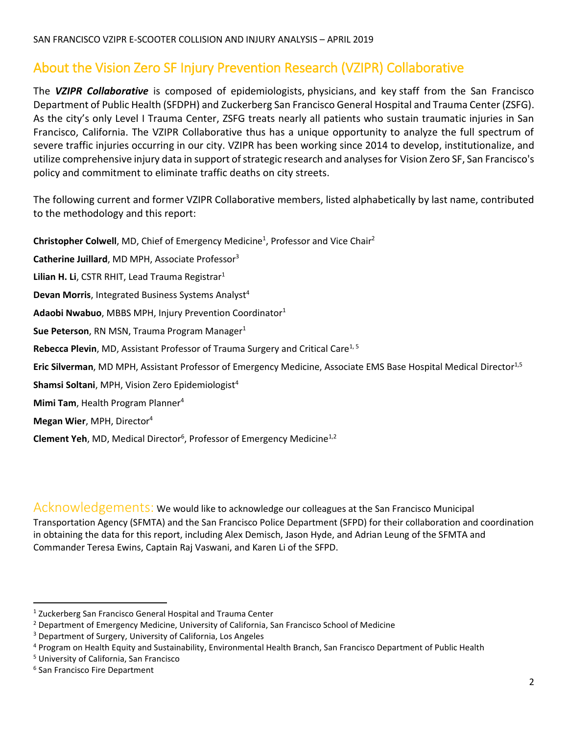## About the Vision Zero SF Injury Prevention Research (VZIPR) Collaborative

The ***VZIPR Collaborative*** is composed of epidemiologists, physicians, and key staff from the San Francisco Department of Public Health (SFDPH) and Zuckerberg San Francisco General Hospital and Trauma Center (ZSFG). As the city's only Level I Trauma Center, ZSFG treats nearly all patients who sustain traumatic injuries in San Francisco, California. The VZIPR Collaborative thus has a unique opportunity to analyze the full spectrum of severe traffic injuries occurring in our city. VZIPR has been working since 2014 to develop, institutionalize, and utilize comprehensive injury data in support of strategic research and analyses for Vision Zero SF, San Francisco's policy and commitment to eliminate traffic deaths on city streets.

The following current and former VZIPR Collaborative members, listed alphabetically by last name, contributed to the methodology and this report:

**Christopher Colwell**, MD, Chief of Emergency Medicine[1], Professor and Vice Chair[2]

**Catherine Juillard**, MD MPH, Associate Professor[3]

**Lilian H. Li**, CSTR RHIT, Lead Trauma Registrar[1]

**Devan Morris**, Integrated Business Systems Analyst[4]

**Adaobi Nwabuo**, MBBS MPH, Injury Prevention Coordinator[1]

**Sue Peterson**, RN MSN, Trauma Program Manager[1]

**Rebecca Plevin**, MD, Assistant Professor of Trauma Surgery and Critical Care[1, 5]

**Eric Silverman**, MD MPH, Assistant Professor of Emergency Medicine, Associate EMS Base Hospital Medical Director[1,5]

**Shamsi Soltani**, MPH, Vision Zero Epidemiologist[4]

**Mimi Tam**, Health Program Planner[4]

**Megan Wier**, MPH, Director[4]

**Clement Yeh**, MD, Medical Director[6], Professor of Emergency Medicine[1,2]

## Acknowledgements:

We would like to acknowledge our colleagues at the San Francisco Municipal Transportation Agency (SFMTA) and the San Francisco Police Department (SFPD) for their collaboration and coordination in obtaining the data for this report, including Alex Demisch, Jason Hyde, and Adrian Leung of the SFMTA and Commander Teresa Ewins, Captain Raj Vaswani, and Karen Li of the SFPD.

---

[1] Zuckerberg San Francisco General Hospital and Trauma Center

[2] Department of Emergency Medicine, University of California, San Francisco School of Medicine

[3] Department of Surgery, University of California, Los Angeles

[4] Program on Health Equity and Sustainability, Environmental Health Branch, San Francisco Department of Public Health

[5] University of California, San Francisco

[6] San Francisco Fire Department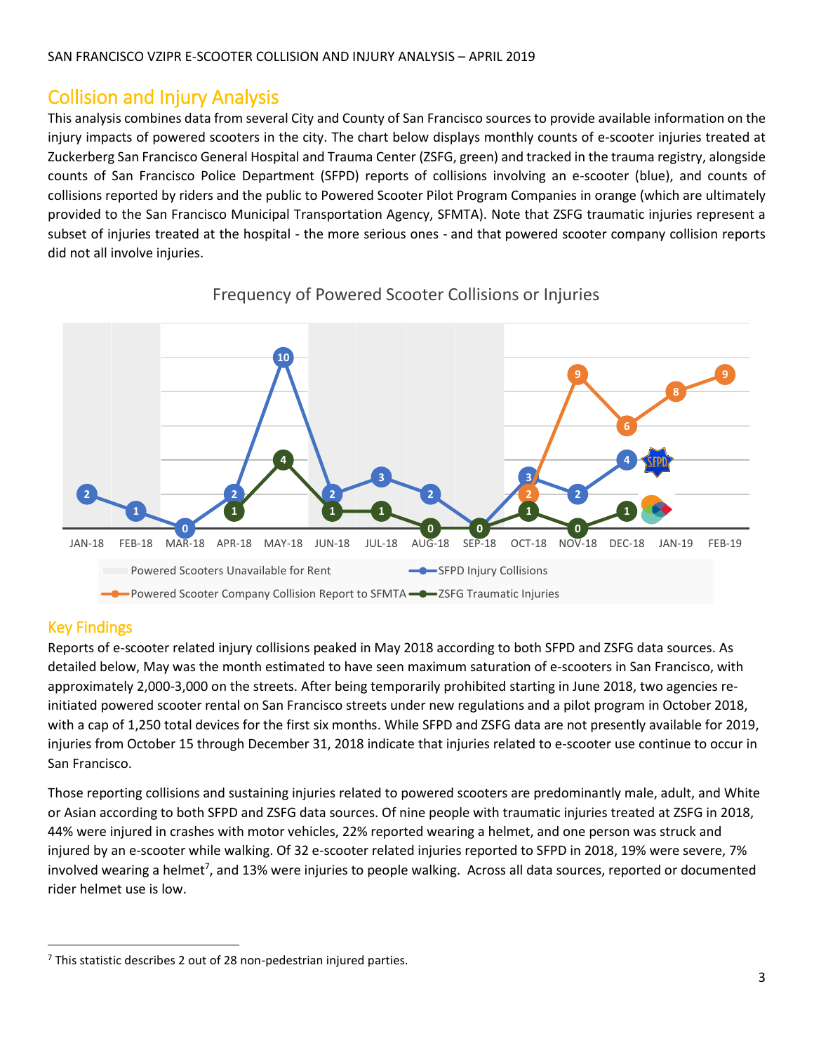## Collision and Injury Analysis

This analysis combines data from several City and County of San Francisco sources to provide available information on the injury impacts of powered scooters in the city. The chart below displays monthly counts of e-scooter injuries treated at Zuckerberg San Francisco General Hospital and Trauma Center (ZSFG, green) and tracked in the trauma registry, alongside counts of San Francisco Police Department (SFPD) reports of collisions involving an e-scooter (blue), and counts of collisions reported by riders and the public to Powered Scooter Pilot Program Companies in orange (which are ultimately provided to the San Francisco Municipal Transportation Agency, SFMTA). Note that ZSFG traumatic injuries represent a subset of injuries treated at the hospital - the more serious ones - and that powered scooter company collision reports did not all involve injuries.

Frequency of Powered Scooter Collisions or Injuries

| Month | SFPD Injury Collisions | Powered Scooter Company Collision Report to SFMTA | ZSFG Traumatic Injuries |
|---|---|---|---|
| JAN-18 | 2 | | |
| FEB-18 | 1 | | |
| MAR-18 | 0 | | |
| APR-18 | 2 | | 1 |
| MAY-18 | 10 | | 4 |
| JUN-18 | 2 | | 1 |
| JUL-18 | 3 | | 1 |
| AUG-18 | 2 | | 0 |
| SEP-18 | 0 | | 0 |
| OCT-18 | 3 | 2 | 1 |
| NOV-18 | 2 | 9 | 0 |
| DEC-18 | 4 | 6 | 1 |
| JAN-19 | | 8 | |
| FEB-19 | | 9 | |

Legend: Powered Scooters Unavailable for Rent (shaded: JAN-18, FEB-18, JUN-18, JUL-18, AUG-18, SEP-18); SFPD Injury Collisions; Powered Scooter Company Collision Report to SFMTA; ZSFG Traumatic Injuries

## Key Findings

Reports of e-scooter related injury collisions peaked in May 2018 according to both SFPD and ZSFG data sources. As detailed below, May was the month estimated to have seen maximum saturation of e-scooters in San Francisco, with approximately 2,000-3,000 on the streets. After being temporarily prohibited starting in June 2018, two agencies re-initiated powered scooter rental on San Francisco streets under new regulations and a pilot program in October 2018, with a cap of 1,250 total devices for the first six months. While SFPD and ZSFG data are not presently available for 2019, injuries from October 15 through December 31, 2018 indicate that injuries related to e-scooter use continue to occur in San Francisco.

Those reporting collisions and sustaining injuries related to powered scooters are predominantly male, adult, and White or Asian according to both SFPD and ZSFG data sources. Of nine people with traumatic injuries treated at ZSFG in 2018, 44% were injured in crashes with motor vehicles, 22% reported wearing a helmet, and one person was struck and injured by an e-scooter while walking. Of 32 e-scooter related injuries reported to SFPD in 2018, 19% were severe, 7% involved wearing a helmet[7], and 13% were injuries to people walking. Across all data sources, reported or documented rider helmet use is low.

[7] This statistic describes 2 out of 28 non-pedestrian injured parties.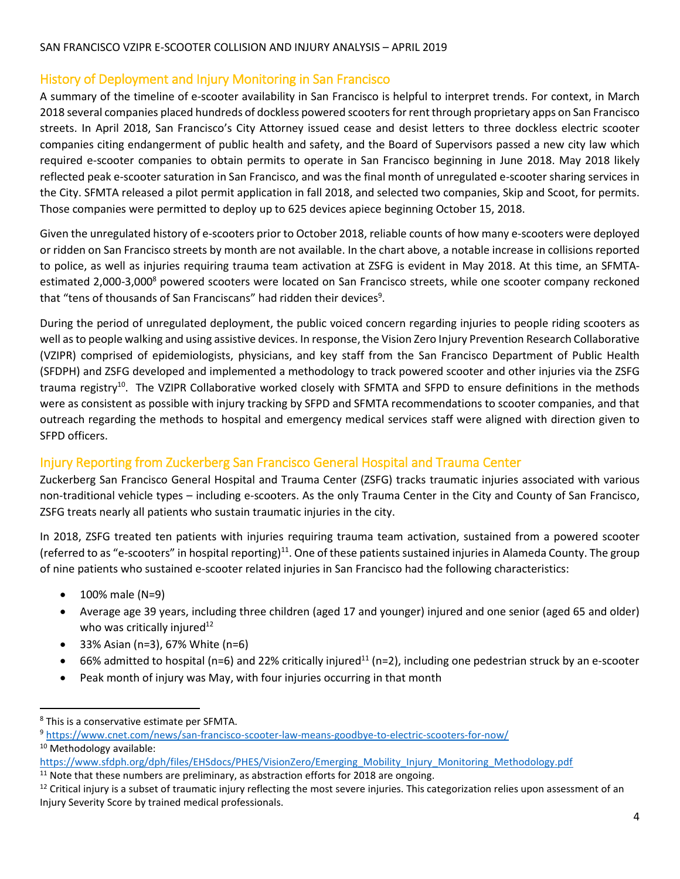## History of Deployment and Injury Monitoring in San Francisco

A summary of the timeline of e-scooter availability in San Francisco is helpful to interpret trends. For context, in March 2018 several companies placed hundreds of dockless powered scooters for rent through proprietary apps on San Francisco streets. In April 2018, San Francisco's City Attorney issued cease and desist letters to three dockless electric scooter companies citing endangerment of public health and safety, and the Board of Supervisors passed a new city law which required e-scooter companies to obtain permits to operate in San Francisco beginning in June 2018. May 2018 likely reflected peak e-scooter saturation in San Francisco, and was the final month of unregulated e-scooter sharing services in the City. SFMTA released a pilot permit application in fall 2018, and selected two companies, Skip and Scoot, for permits. Those companies were permitted to deploy up to 625 devices apiece beginning October 15, 2018.

Given the unregulated history of e-scooters prior to October 2018, reliable counts of how many e-scooters were deployed or ridden on San Francisco streets by month are not available. In the chart above, a notable increase in collisions reported to police, as well as injuries requiring trauma team activation at ZSFG is evident in May 2018. At this time, an SFMTA-estimated 2,000-3,000[8] powered scooters were located on San Francisco streets, while one scooter company reckoned that "tens of thousands of San Franciscans" had ridden their devices[9].

During the period of unregulated deployment, the public voiced concern regarding injuries to people riding scooters as well as to people walking and using assistive devices. In response, the Vision Zero Injury Prevention Research Collaborative (VZIPR) comprised of epidemiologists, physicians, and key staff from the San Francisco Department of Public Health (SFDPH) and ZSFG developed and implemented a methodology to track powered scooter and other injuries via the ZSFG trauma registry[10]. The VZIPR Collaborative worked closely with SFMTA and SFPD to ensure definitions in the methods were as consistent as possible with injury tracking by SFPD and SFMTA recommendations to scooter companies, and that outreach regarding the methods to hospital and emergency medical services staff were aligned with direction given to SFPD officers.

## Injury Reporting from Zuckerberg San Francisco General Hospital and Trauma Center

Zuckerberg San Francisco General Hospital and Trauma Center (ZSFG) tracks traumatic injuries associated with various non-traditional vehicle types – including e-scooters. As the only Trauma Center in the City and County of San Francisco, ZSFG treats nearly all patients who sustain traumatic injuries in the city.

In 2018, ZSFG treated ten patients with injuries requiring trauma team activation, sustained from a powered scooter (referred to as "e-scooters" in hospital reporting)[11]. One of these patients sustained injuries in Alameda County. The group of nine patients who sustained e-scooter related injuries in San Francisco had the following characteristics:

- 100% male (N=9)
- Average age 39 years, including three children (aged 17 and younger) injured and one senior (aged 65 and older) who was critically injured[12]
- 33% Asian (n=3), 67% White (n=6)
- 66% admitted to hospital (n=6) and 22% critically injured[11] (n=2), including one pedestrian struck by an e-scooter
- Peak month of injury was May, with four injuries occurring in that month

---

[8] This is a conservative estimate per SFMTA.

[9] https://www.cnet.com/news/san-francisco-scooter-law-means-goodbye-to-electric-scooters-for-now/

[10] Methodology available: https://www.sfdph.org/dph/files/EHSdocs/PHES/VisionZero/Emerging_Mobility_Injury_Monitoring_Methodology.pdf

[11] Note that these numbers are preliminary, as abstraction efforts for 2018 are ongoing.

[12] Critical injury is a subset of traumatic injury reflecting the most severe injuries. This categorization relies upon assessment of an Injury Severity Score by trained medical professionals.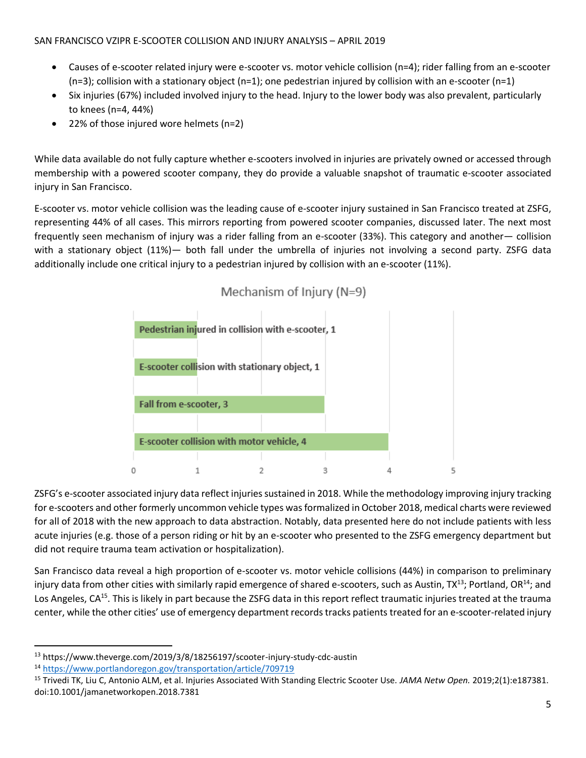- Causes of e-scooter related injury were e-scooter vs. motor vehicle collision (n=4); rider falling from an e-scooter (n=3); collision with a stationary object (n=1); one pedestrian injured by collision with an e-scooter (n=1)
- Six injuries (67%) included involved injury to the head. Injury to the lower body was also prevalent, particularly to knees (n=4, 44%)
- 22% of those injured wore helmets (n=2)

While data available do not fully capture whether e-scooters involved in injuries are privately owned or accessed through membership with a powered scooter company, they do provide a valuable snapshot of traumatic e-scooter associated injury in San Francisco.

E-scooter vs. motor vehicle collision was the leading cause of e-scooter injury sustained in San Francisco treated at ZSFG, representing 44% of all cases. This mirrors reporting from powered scooter companies, discussed later. The next most frequently seen mechanism of injury was a rider falling from an e-scooter (33%). This category and another— collision with a stationary object (11%)— both fall under the umbrella of injuries not involving a second party. ZSFG data additionally include one critical injury to a pedestrian injured by collision with an e-scooter (11%).

**Mechanism of Injury (N=9)**

| Mechanism | Count |
|---|---|
| Pedestrian injured in collision with e-scooter | 1 |
| E-scooter collision with stationary object | 1 |
| Fall from e-scooter | 3 |
| E-scooter collision with motor vehicle | 4 |

ZSFG's e-scooter associated injury data reflect injuries sustained in 2018. While the methodology improving injury tracking for e-scooters and other formerly uncommon vehicle types was formalized in October 2018, medical charts were reviewed for all of 2018 with the new approach to data abstraction. Notably, data presented here do not include patients with less acute injuries (e.g. those of a person riding or hit by an e-scooter who presented to the ZSFG emergency department but did not require trauma team activation or hospitalization).

San Francisco data reveal a high proportion of e-scooter vs. motor vehicle collisions (44%) in comparison to preliminary injury data from other cities with similarly rapid emergence of shared e-scooters, such as Austin, TX[13]; Portland, OR[14]; and Los Angeles, CA[15]. This is likely in part because the ZSFG data in this report reflect traumatic injuries treated at the trauma center, while the other cities' use of emergency department records tracks patients treated for an e-scooter-related injury

---

[13] https://www.theverge.com/2019/3/8/18256197/scooter-injury-study-cdc-austin

[14] https://www.portlandoregon.gov/transportation/article/709719

[15] Trivedi TK, Liu C, Antonio ALM, et al. Injuries Associated With Standing Electric Scooter Use. *JAMA Netw Open.* 2019;2(1):e187381. doi:10.1001/jamanetworkopen.2018.7381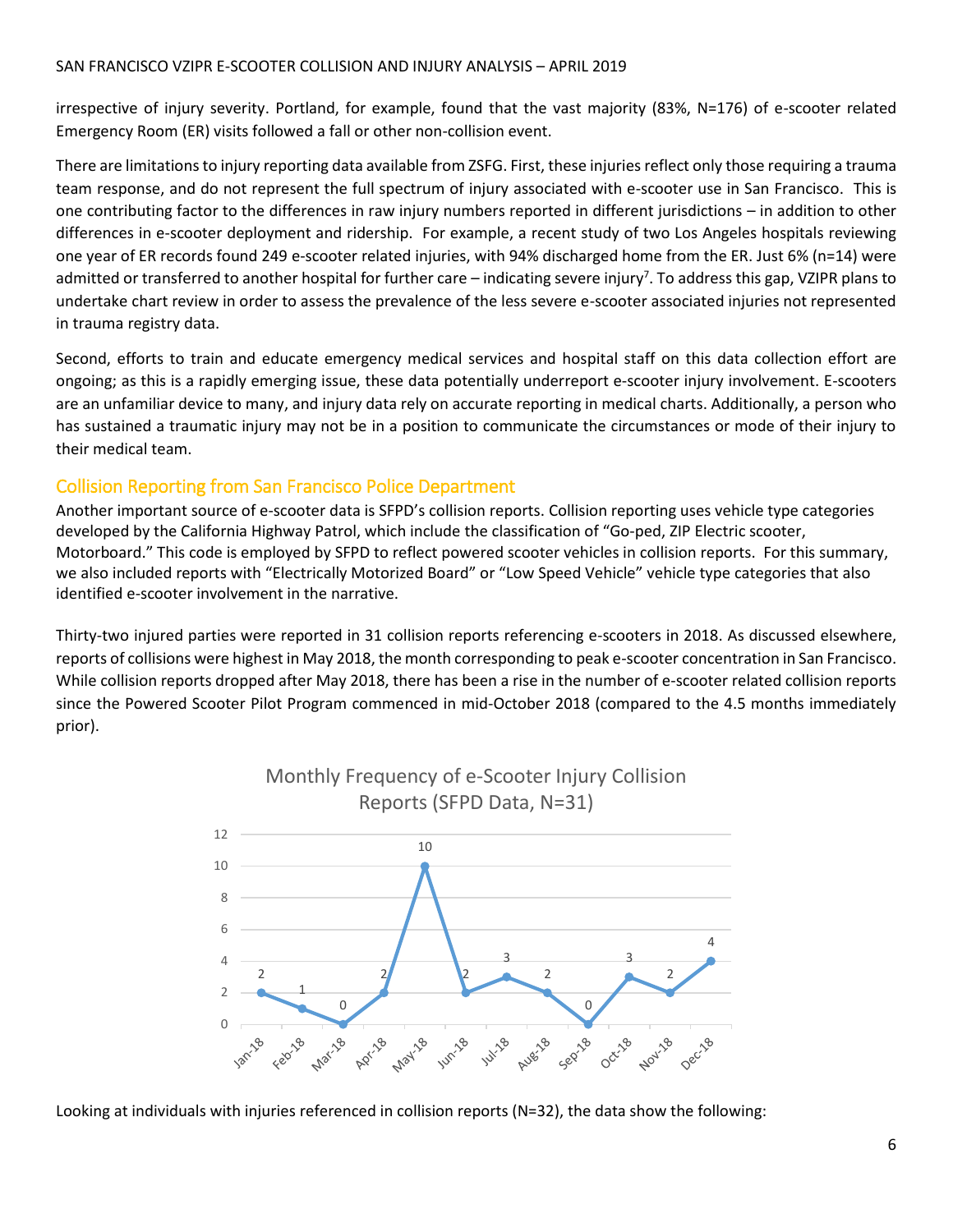irrespective of injury severity. Portland, for example, found that the vast majority (83%, N=176) of e-scooter related Emergency Room (ER) visits followed a fall or other non-collision event.

There are limitations to injury reporting data available from ZSFG. First, these injuries reflect only those requiring a trauma team response, and do not represent the full spectrum of injury associated with e-scooter use in San Francisco. This is one contributing factor to the differences in raw injury numbers reported in different jurisdictions – in addition to other differences in e-scooter deployment and ridership. For example, a recent study of two Los Angeles hospitals reviewing one year of ER records found 249 e-scooter related injuries, with 94% discharged home from the ER. Just 6% (n=14) were admitted or transferred to another hospital for further care – indicating severe injury[7]. To address this gap, VZIPR plans to undertake chart review in order to assess the prevalence of the less severe e-scooter associated injuries not represented in trauma registry data.

Second, efforts to train and educate emergency medical services and hospital staff on this data collection effort are ongoing; as this is a rapidly emerging issue, these data potentially underreport e-scooter injury involvement. E-scooters are an unfamiliar device to many, and injury data rely on accurate reporting in medical charts. Additionally, a person who has sustained a traumatic injury may not be in a position to communicate the circumstances or mode of their injury to their medical team.

## Collision Reporting from San Francisco Police Department

Another important source of e-scooter data is SFPD's collision reports. Collision reporting uses vehicle type categories developed by the California Highway Patrol, which include the classification of "Go-ped, ZIP Electric scooter, Motorboard." This code is employed by SFPD to reflect powered scooter vehicles in collision reports. For this summary, we also included reports with "Electrically Motorized Board" or "Low Speed Vehicle" vehicle type categories that also identified e-scooter involvement in the narrative.

Thirty-two injured parties were reported in 31 collision reports referencing e-scooters in 2018. As discussed elsewhere, reports of collisions were highest in May 2018, the month corresponding to peak e-scooter concentration in San Francisco. While collision reports dropped after May 2018, there has been a rise in the number of e-scooter related collision reports since the Powered Scooter Pilot Program commenced in mid-October 2018 (compared to the 4.5 months immediately prior).

Monthly Frequency of e-Scooter Injury Collision Reports (SFPD Data, N=31)

| Month | Reports |
|---|---|
| Jan-18 | 2 |
| Feb-18 | 1 |
| Mar-18 | 0 |
| Apr-18 | 2 |
| May-18 | 10 |
| Jun-18 | 2 |
| Jul-18 | 3 |
| Aug-18 | 2 |
| Sep-18 | 0 |
| Oct-18 | 3 |
| Nov-18 | 2 |
| Dec-18 | 4 |

Looking at individuals with injuries referenced in collision reports (N=32), the data show the following: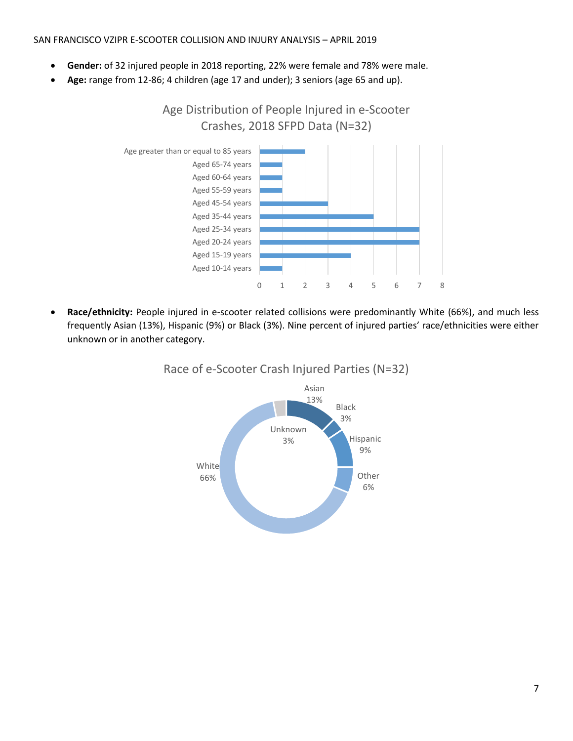- **Gender:** of 32 injured people in 2018 reporting, 22% were female and 78% were male.
- **Age:** range from 12-86; 4 children (age 17 and under); 3 seniors (age 65 and up).

Age Distribution of People Injured in e-Scooter Crashes, 2018 SFPD Data (N=32)

| Age group | Count |
|---|---|
| Age greater than or equal to 85 years | 2 |
| Aged 65-74 years | 1 |
| Aged 60-64 years | 1 |
| Aged 55-59 years | 1 |
| Aged 45-54 years | 3 |
| Aged 35-44 years | 5 |
| Aged 25-34 years | 7 |
| Aged 20-24 years | 7 |
| Aged 15-19 years | 4 |
| Aged 10-14 years | 1 |

- **Race/ethnicity:** People injured in e-scooter related collisions were predominantly White (66%), and much less frequently Asian (13%), Hispanic (9%) or Black (3%). Nine percent of injured parties' race/ethnicities were either unknown or in another category.

Race of e-Scooter Crash Injured Parties (N=32)

| Race | Percent |
|---|---|
| Asian | 13% |
| Black | 3% |
| Hispanic | 9% |
| Other | 6% |
| White | 66% |
| Unknown | 3% |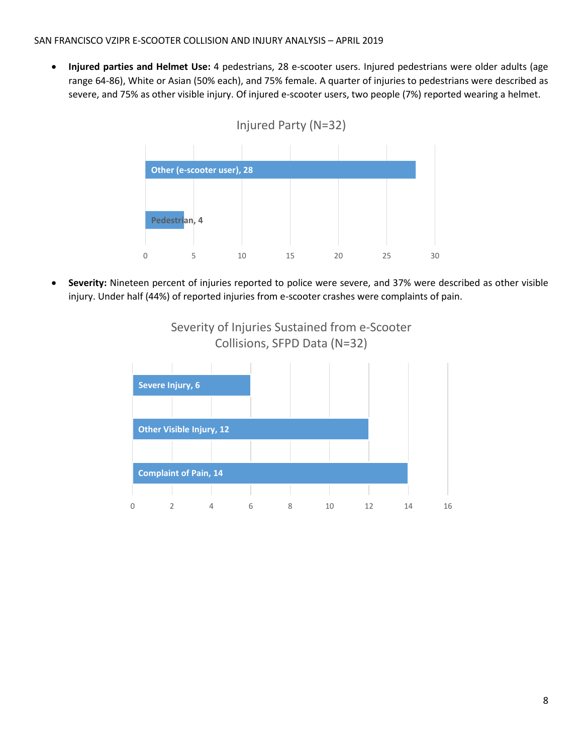- **Injured parties and Helmet Use:** 4 pedestrians, 28 e-scooter users. Injured pedestrians were older adults (age range 64-86), White or Asian (50% each), and 75% female. A quarter of injuries to pedestrians were described as severe, and 75% as other visible injury. Of injured e-scooter users, two people (7%) reported wearing a helmet.

Injured Party (N=32)

| Injured Party | Count |
| --- | --- |
| Other (e-scooter user) | 28 |
| Pedestrian | 4 |

- **Severity:** Nineteen percent of injuries reported to police were severe, and 37% were described as other visible injury. Under half (44%) of reported injuries from e-scooter crashes were complaints of pain.

Severity of Injuries Sustained from e-Scooter Collisions, SFPD Data (N=32)

| Severity | Count |
| --- | --- |
| Severe Injury | 6 |
| Other Visible Injury | 12 |
| Complaint of Pain | 14 |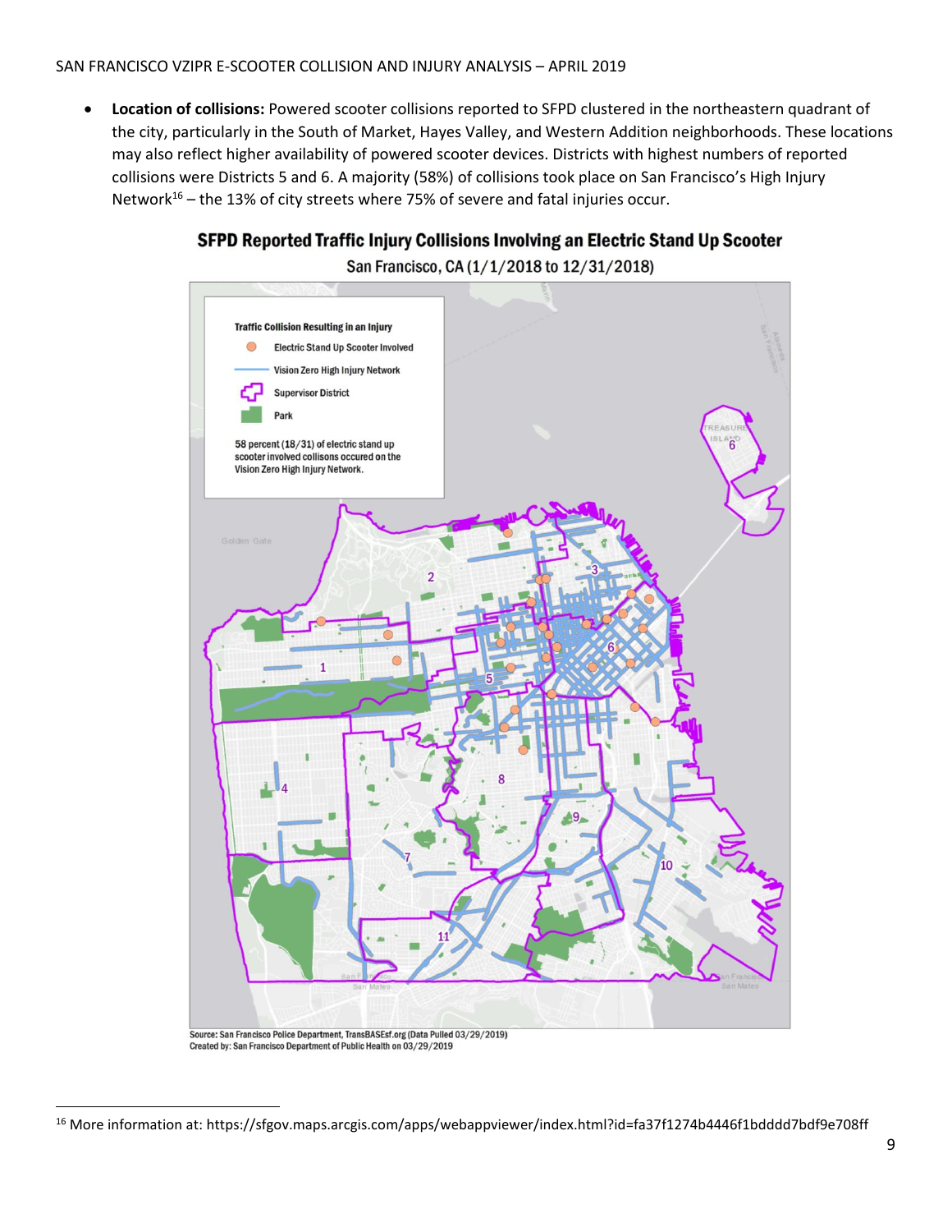- **Location of collisions:** Powered scooter collisions reported to SFPD clustered in the northeastern quadrant of the city, particularly in the South of Market, Hayes Valley, and Western Addition neighborhoods. These locations may also reflect higher availability of powered scooter devices. Districts with highest numbers of reported collisions were Districts 5 and 6. A majority (58%) of collisions took place on San Francisco's High Injury Network[16] – the 13% of city streets where 75% of severe and fatal injuries occur.

**SFPD Reported Traffic Injury Collisions Involving an Electric Stand Up Scooter**

San Francisco, CA (1/1/2018 to 12/31/2018)

Traffic Collision Resulting in an Injury

- Electric Stand Up Scooter Involved
- Vision Zero High Injury Network
- Supervisor District
- Park

58 percent (18/31) of electric stand up scooter involved collisons occured on the Vision Zero High Injury Network.

Source: San Francisco Police Department, TransBASEsf.org (Data Pulled 03/29/2019)
Created by: San Francisco Department of Public Health on 03/29/2019

[16] More information at: https://sfgov.maps.arcgis.com/apps/webappviewer/index.html?id=fa37f1274b4446f1bdddd7bdf9e708ff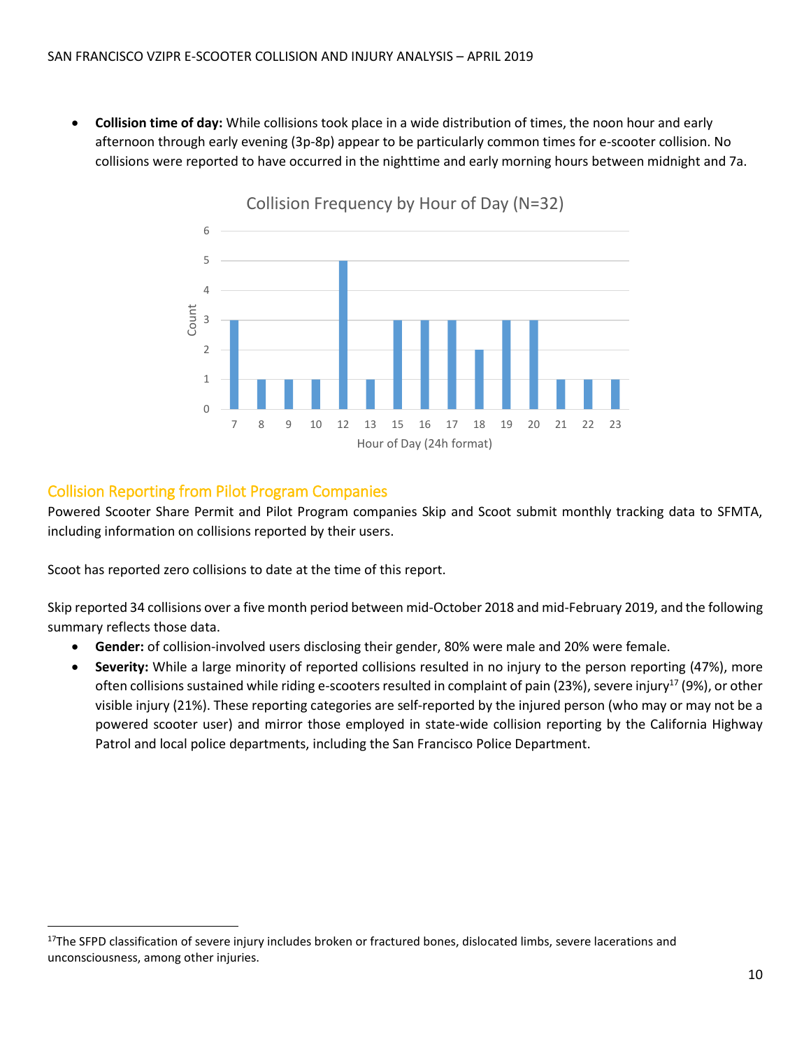- **Collision time of day:** While collisions took place in a wide distribution of times, the noon hour and early afternoon through early evening (3p-8p) appear to be particularly common times for e-scooter collision. No collisions were reported to have occurred in the nighttime and early morning hours between midnight and 7a.

**Collision Frequency by Hour of Day (N=32)**

| Hour of Day (24h format) | 7 | 8 | 9 | 10 | 12 | 13 | 15 | 16 | 17 | 18 | 19 | 20 | 21 | 22 | 23 |
|---|---|---|---|---|---|---|---|---|---|---|---|---|---|---|---|
| Count | 3 | 1 | 1 | 1 | 5 | 1 | 3 | 3 | 3 | 2 | 3 | 3 | 1 | 1 | 1 |

## Collision Reporting from Pilot Program Companies

Powered Scooter Share Permit and Pilot Program companies Skip and Scoot submit monthly tracking data to SFMTA, including information on collisions reported by their users.

Scoot has reported zero collisions to date at the time of this report.

Skip reported 34 collisions over a five month period between mid-October 2018 and mid-February 2019, and the following summary reflects those data.

- **Gender:** of collision-involved users disclosing their gender, 80% were male and 20% were female.
- **Severity:** While a large minority of reported collisions resulted in no injury to the person reporting (47%), more often collisions sustained while riding e-scooters resulted in complaint of pain (23%), severe injury[17] (9%), or other visible injury (21%). These reporting categories are self-reported by the injured person (who may or may not be a powered scooter user) and mirror those employed in state-wide collision reporting by the California Highway Patrol and local police departments, including the San Francisco Police Department.

[17] The SFPD classification of severe injury includes broken or fractured bones, dislocated limbs, severe lacerations and unconsciousness, among other injuries.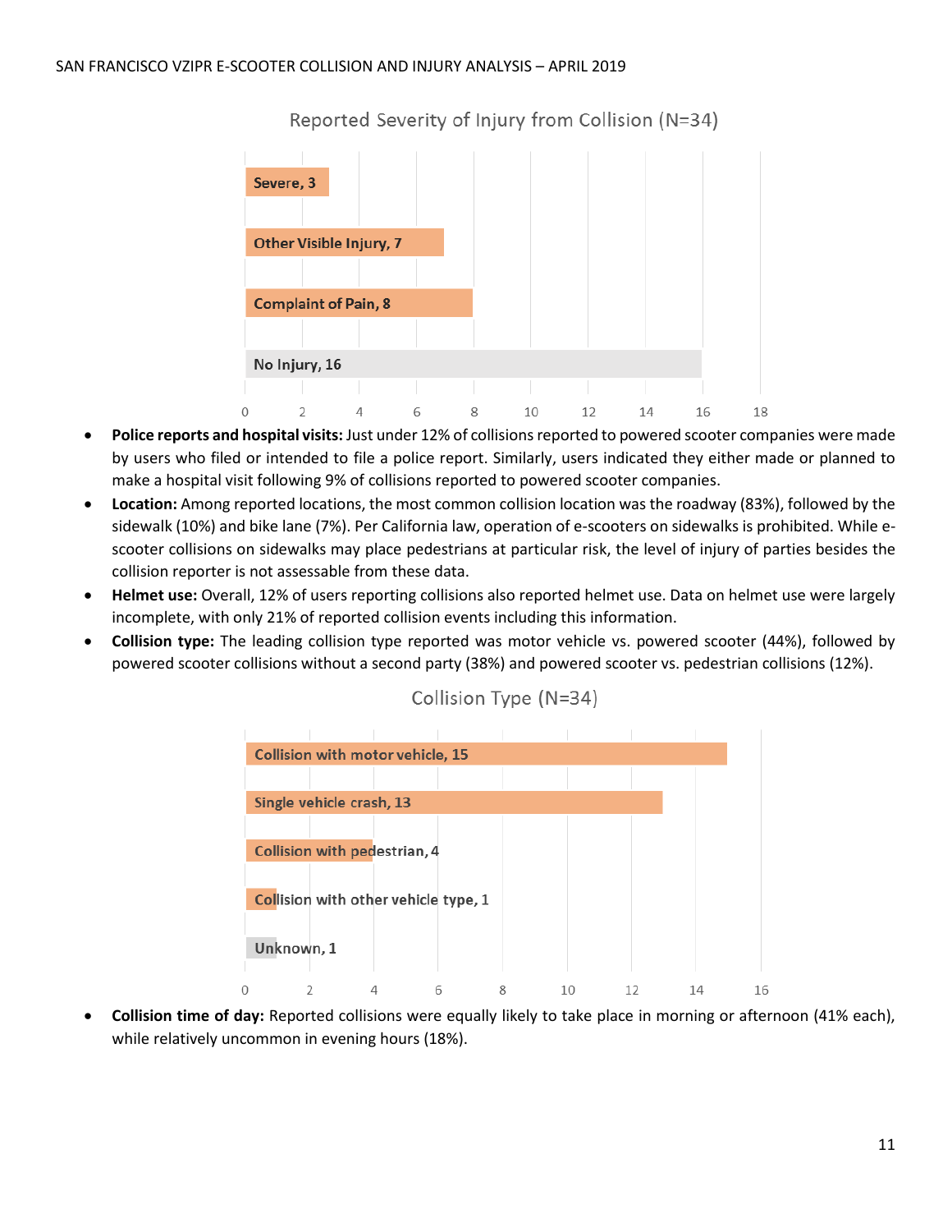Reported Severity of Injury from Collision (N=34)

| Severity | Count |
|---|---|
| Severe | 3 |
| Other Visible Injury | 7 |
| Complaint of Pain | 8 |
| No Injury | 16 |

- **Police reports and hospital visits:** Just under 12% of collisions reported to powered scooter companies were made by users who filed or intended to file a police report. Similarly, users indicated they either made or planned to make a hospital visit following 9% of collisions reported to powered scooter companies.
- **Location:** Among reported locations, the most common collision location was the roadway (83%), followed by the sidewalk (10%) and bike lane (7%). Per California law, operation of e-scooters on sidewalks is prohibited. While e-scooter collisions on sidewalks may place pedestrians at particular risk, the level of injury of parties besides the collision reporter is not assessable from these data.
- **Helmet use:** Overall, 12% of users reporting collisions also reported helmet use. Data on helmet use were largely incomplete, with only 21% of reported collision events including this information.
- **Collision type:** The leading collision type reported was motor vehicle vs. powered scooter (44%), followed by powered scooter collisions without a second party (38%) and powered scooter vs. pedestrian collisions (12%).

Collision Type (N=34)

| Collision Type | Count |
|---|---|
| Collision with motor vehicle | 15 |
| Single vehicle crash | 13 |
| Collision with pedestrian | 4 |
| Collision with other vehicle type | 1 |
| Unknown | 1 |

- **Collision time of day:** Reported collisions were equally likely to take place in morning or afternoon (41% each), while relatively uncommon in evening hours (18%).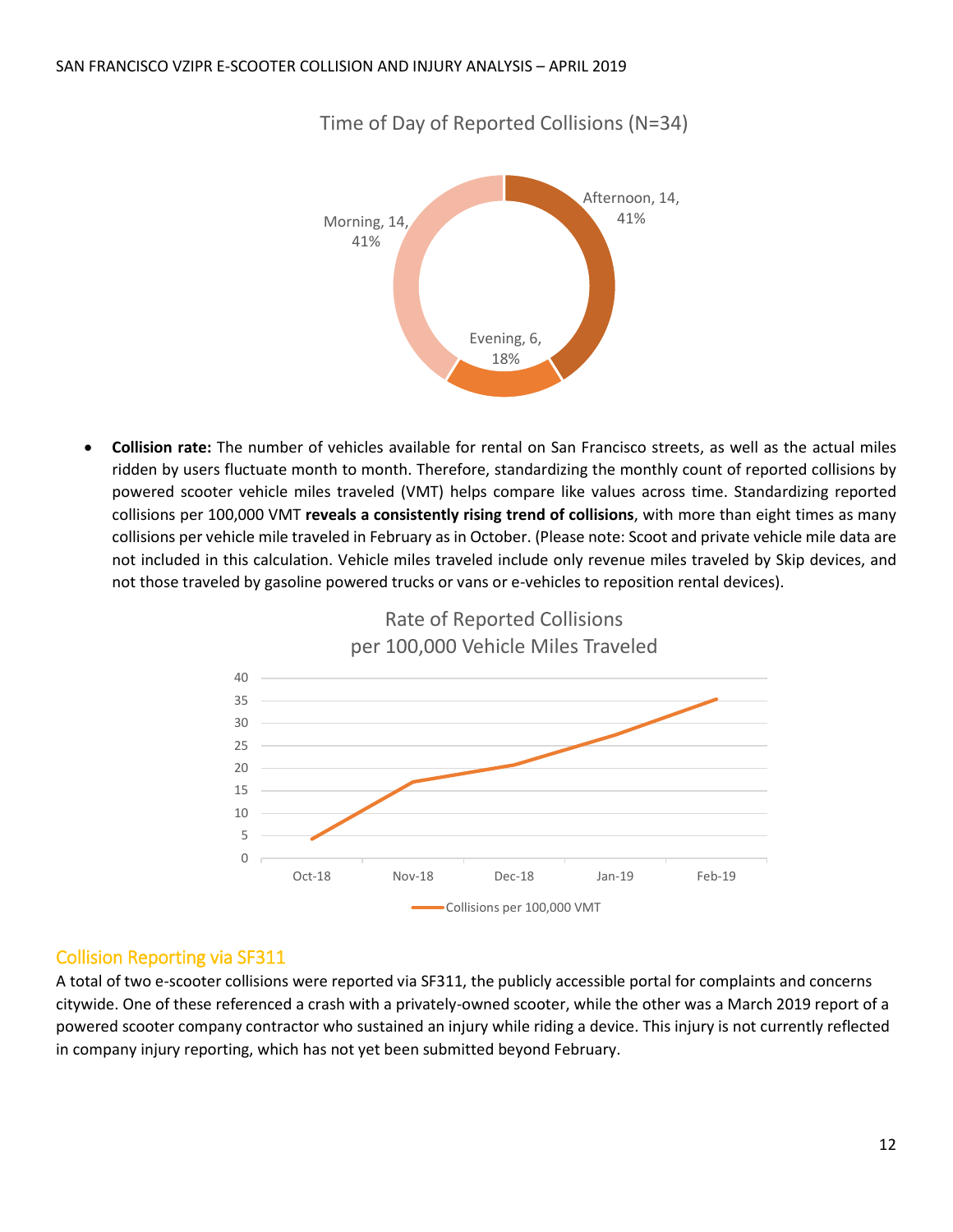Time of Day of Reported Collisions (N=34)

Morning, 14, 41%

Afternoon, 14, 41%

Evening, 6, 18%

- **Collision rate:** The number of vehicles available for rental on San Francisco streets, as well as the actual miles ridden by users fluctuate month to month. Therefore, standardizing the monthly count of reported collisions by powered scooter vehicle miles traveled (VMT) helps compare like values across time. Standardizing reported collisions per 100,000 VMT **reveals a consistently rising trend of collisions**, with more than eight times as many collisions per vehicle mile traveled in February as in October. (Please note: Scoot and private vehicle mile data are not included in this calculation. Vehicle miles traveled include only revenue miles traveled by Skip devices, and not those traveled by gasoline powered trucks or vans or e-vehicles to reposition rental devices).

Rate of Reported Collisions per 100,000 Vehicle Miles Traveled

Collisions per 100,000 VMT

Oct-18, Nov-18, Dec-18, Jan-19, Feb-19

## Collision Reporting via SF311

A total of two e-scooter collisions were reported via SF311, the publicly accessible portal for complaints and concerns citywide. One of these referenced a crash with a privately-owned scooter, while the other was a March 2019 report of a powered scooter company contractor who sustained an injury while riding a device. This injury is not currently reflected in company injury reporting, which has not yet been submitted beyond February.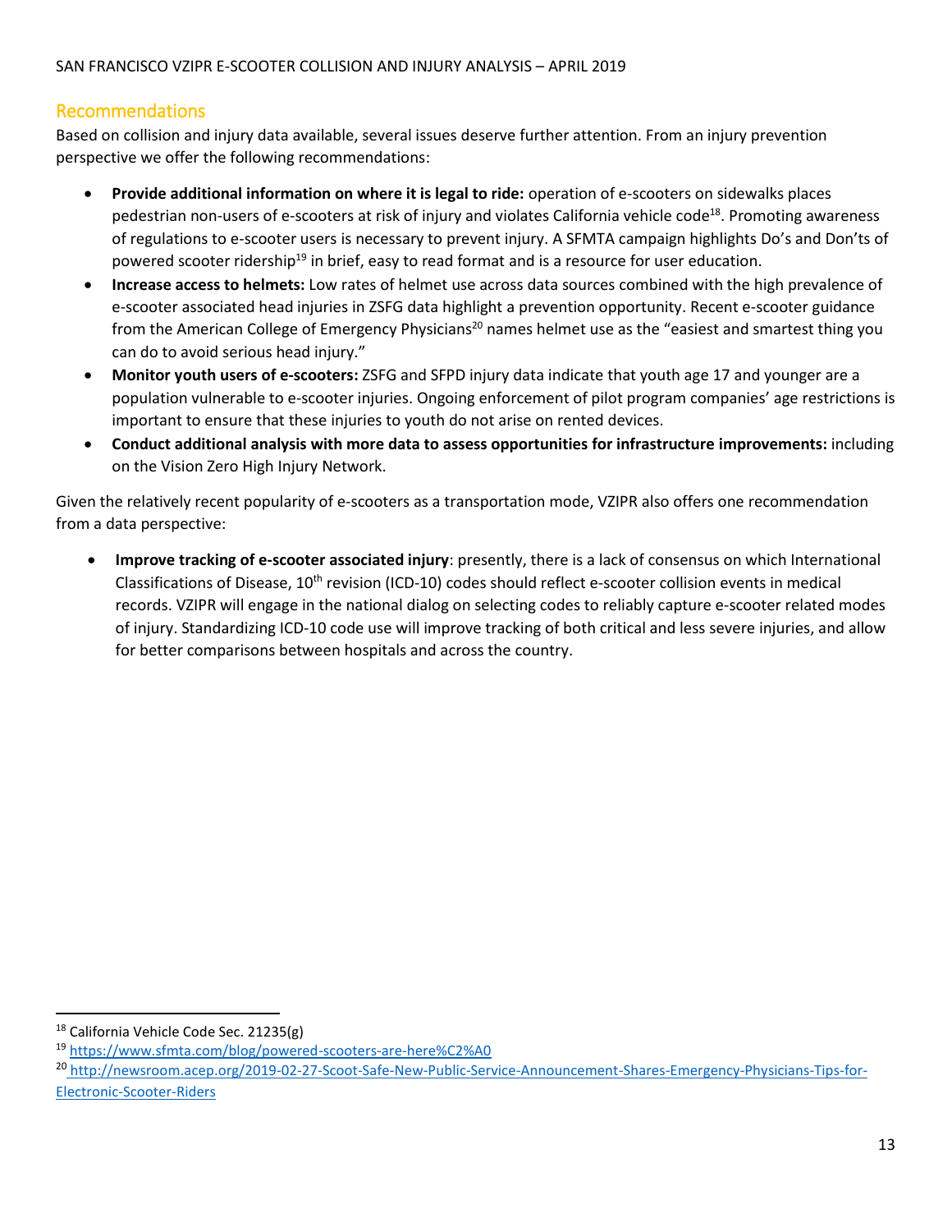## Recommendations

Based on collision and injury data available, several issues deserve further attention. From an injury prevention perspective we offer the following recommendations:

- **Provide additional information on where it is legal to ride:** operation of e-scooters on sidewalks places pedestrian non-users of e-scooters at risk of injury and violates California vehicle code[18]. Promoting awareness of regulations to e-scooter users is necessary to prevent injury. A SFMTA campaign highlights Do's and Don'ts of powered scooter ridership[19] in brief, easy to read format and is a resource for user education.
- **Increase access to helmets:** Low rates of helmet use across data sources combined with the high prevalence of e-scooter associated head injuries in ZSFG data highlight a prevention opportunity. Recent e-scooter guidance from the American College of Emergency Physicians[20] names helmet use as the "easiest and smartest thing you can do to avoid serious head injury."
- **Monitor youth users of e-scooters:** ZSFG and SFPD injury data indicate that youth age 17 and younger are a population vulnerable to e-scooter injuries. Ongoing enforcement of pilot program companies' age restrictions is important to ensure that these injuries to youth do not arise on rented devices.
- **Conduct additional analysis with more data to assess opportunities for infrastructure improvements:** including on the Vision Zero High Injury Network.

Given the relatively recent popularity of e-scooters as a transportation mode, VZIPR also offers one recommendation from a data perspective:

- **Improve tracking of e-scooter associated injury**: presently, there is a lack of consensus on which International Classifications of Disease, 10th revision (ICD-10) codes should reflect e-scooter collision events in medical records. VZIPR will engage in the national dialog on selecting codes to reliably capture e-scooter related modes of injury. Standardizing ICD-10 code use will improve tracking of both critical and less severe injuries, and allow for better comparisons between hospitals and across the country.

---

[18] California Vehicle Code Sec. 21235(g)

[19] https://www.sfmta.com/blog/powered-scooters-are-here%C2%A0

[20] http://newsroom.acep.org/2019-02-27-Scoot-Safe-New-Public-Service-Announcement-Shares-Emergency-Physicians-Tips-for-Electronic-Scooter-Riders